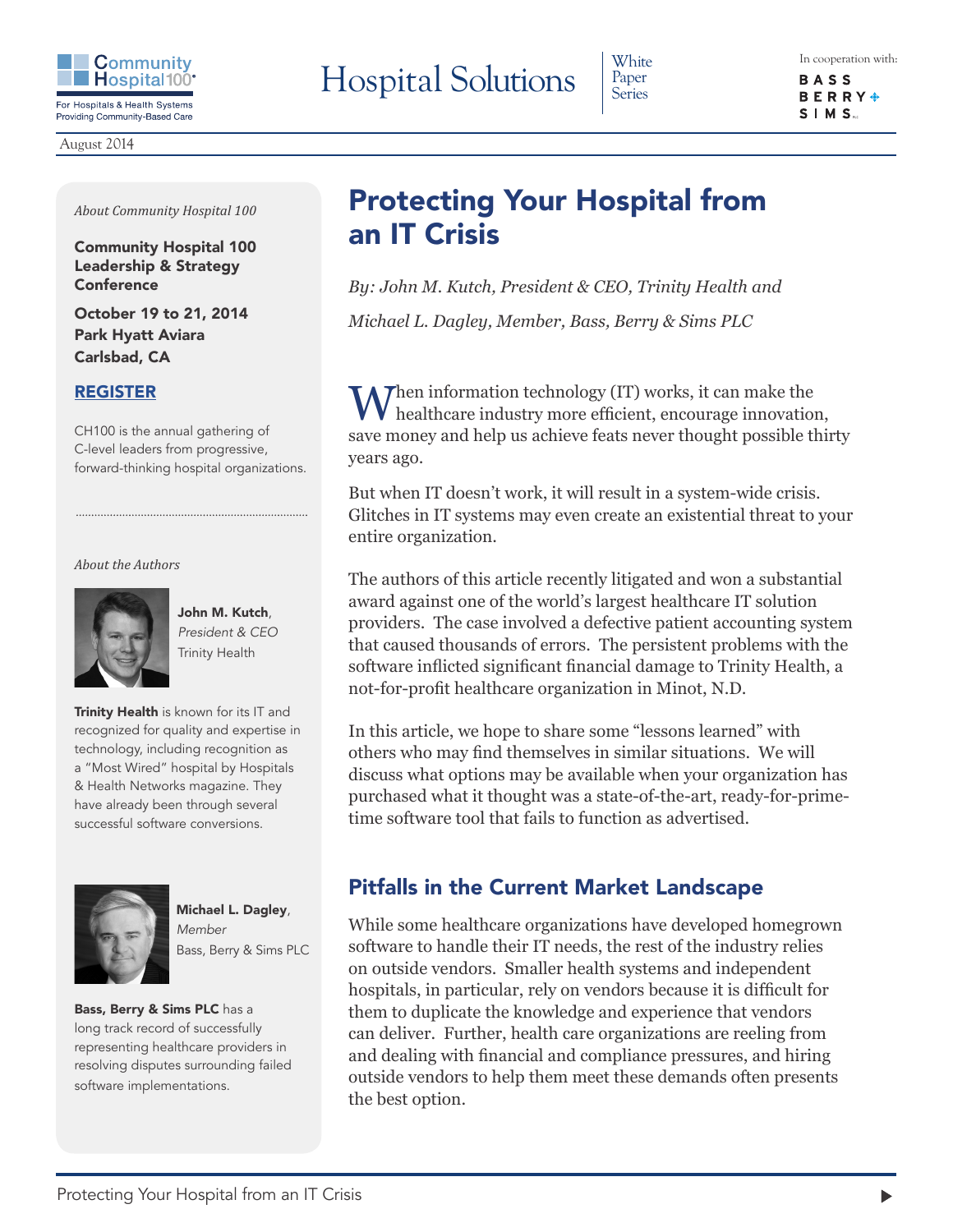Community Hospital 100
For Hospitals & Health Systems Providing Community-Based Care

# Hospital Solutions

White Paper Series

In cooperation with: BASS BERRY + SIMS

August 2014

# Protecting Your Hospital from an IT Crisis

*By: John M. Kutch, President & CEO, Trinity Health and*

*Michael L. Dagley, Member, Bass, Berry & Sims PLC*

When information technology (IT) works, it can make the healthcare industry more efficient, encourage innovation, save money and help us achieve feats never thought possible thirty years ago.

But when IT doesn't work, it will result in a system-wide crisis. Glitches in IT systems may even create an existential threat to your entire organization.

The authors of this article recently litigated and won a substantial award against one of the world's largest healthcare IT solution providers. The case involved a defective patient accounting system that caused thousands of errors. The persistent problems with the software inflicted significant financial damage to Trinity Health, a not-for-profit healthcare organization in Minot, N.D.

In this article, we hope to share some "lessons learned" with others who may find themselves in similar situations. We will discuss what options may be available when your organization has purchased what it thought was a state-of-the-art, ready-for-prime-time software tool that fails to function as advertised.

## Pitfalls in the Current Market Landscape

While some healthcare organizations have developed homegrown software to handle their IT needs, the rest of the industry relies on outside vendors. Smaller health systems and independent hospitals, in particular, rely on vendors because it is difficult for them to duplicate the knowledge and experience that vendors can deliver. Further, health care organizations are reeling from and dealing with financial and compliance pressures, and hiring outside vendors to help them meet these demands often presents the best option.

---

*About Community Hospital 100*

**Community Hospital 100 Leadership & Strategy Conference**

**October 19 to 21, 2014**
**Park Hyatt Aviara**
**Carlsbad, CA**

**REGISTER**

CH100 is the annual gathering of C-level leaders from progressive, forward-thinking hospital organizations.

*About the Authors*

**John M. Kutch**, *President & CEO* Trinity Health

**Trinity Health** is known for its IT and recognized for quality and expertise in technology, including recognition as a "Most Wired" hospital by Hospitals & Health Networks magazine. They have already been through several successful software conversions.

**Michael L. Dagley**, *Member* Bass, Berry & Sims PLC

**Bass, Berry & Sims PLC** has a long track record of successfully representing healthcare providers in resolving disputes surrounding failed software implementations.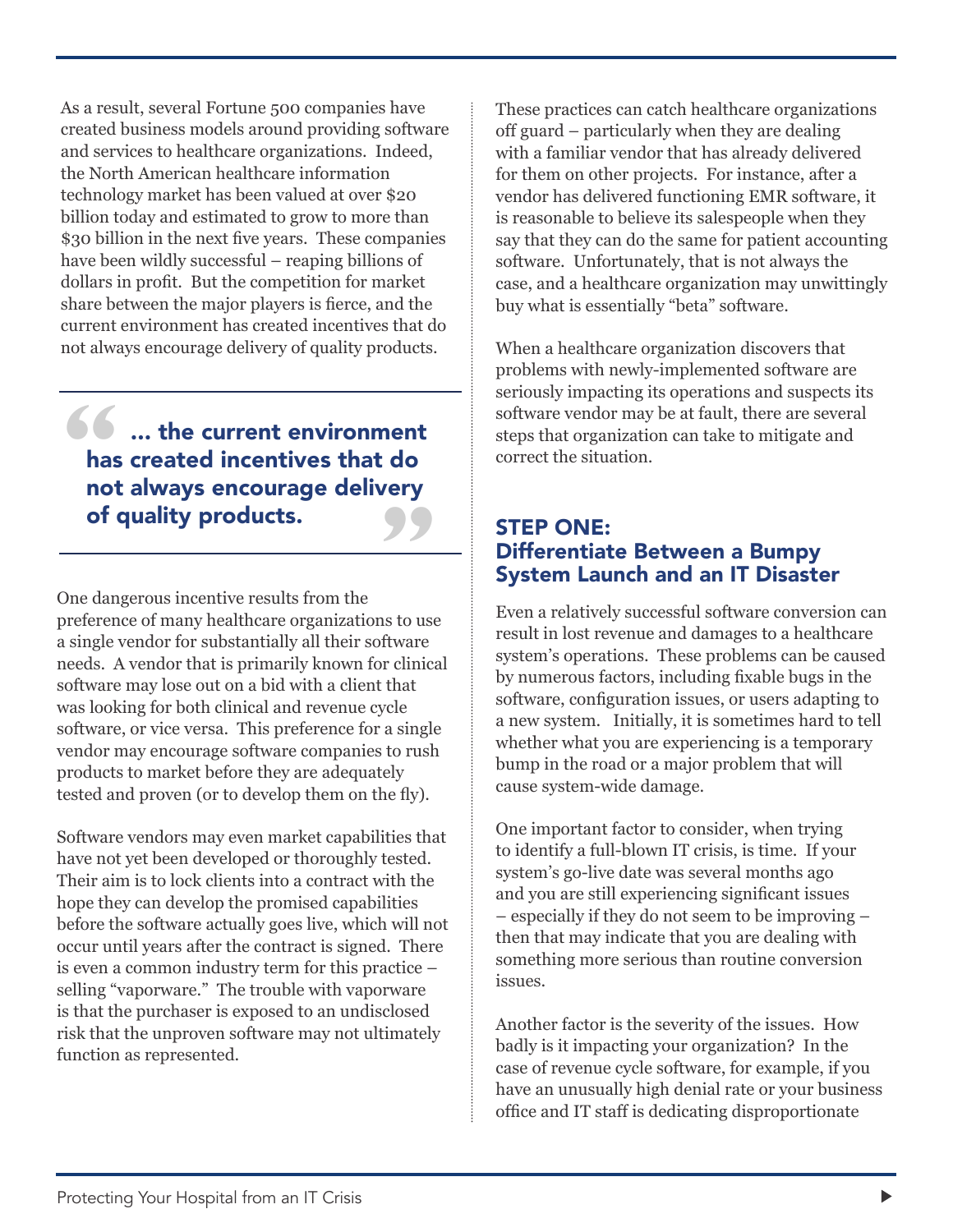As a result, several Fortune 500 companies have created business models around providing software and services to healthcare organizations. Indeed, the North American healthcare information technology market has been valued at over $20 billion today and estimated to grow to more than $30 billion in the next five years. These companies have been wildly successful – reaping billions of dollars in profit. But the competition for market share between the major players is fierce, and the current environment has created incentives that do not always encourage delivery of quality products.

> **… the current environment has created incentives that do not always encourage delivery of quality products.**

One dangerous incentive results from the preference of many healthcare organizations to use a single vendor for substantially all their software needs. A vendor that is primarily known for clinical software may lose out on a bid with a client that was looking for both clinical and revenue cycle software, or vice versa. This preference for a single vendor may encourage software companies to rush products to market before they are adequately tested and proven (or to develop them on the fly).

Software vendors may even market capabilities that have not yet been developed or thoroughly tested. Their aim is to lock clients into a contract with the hope they can develop the promised capabilities before the software actually goes live, which will not occur until years after the contract is signed. There is even a common industry term for this practice – selling "vaporware." The trouble with vaporware is that the purchaser is exposed to an undisclosed risk that the unproven software may not ultimately function as represented.

These practices can catch healthcare organizations off guard – particularly when they are dealing with a familiar vendor that has already delivered for them on other projects. For instance, after a vendor has delivered functioning EMR software, it is reasonable to believe its salespeople when they say that they can do the same for patient accounting software. Unfortunately, that is not always the case, and a healthcare organization may unwittingly buy what is essentially "beta" software.

When a healthcare organization discovers that problems with newly-implemented software are seriously impacting its operations and suspects its software vendor may be at fault, there are several steps that organization can take to mitigate and correct the situation.

## STEP ONE: Differentiate Between a Bumpy System Launch and an IT Disaster

Even a relatively successful software conversion can result in lost revenue and damages to a healthcare system's operations. These problems can be caused by numerous factors, including fixable bugs in the software, configuration issues, or users adapting to a new system. Initially, it is sometimes hard to tell whether what you are experiencing is a temporary bump in the road or a major problem that will cause system-wide damage.

One important factor to consider, when trying to identify a full-blown IT crisis, is time. If your system's go-live date was several months ago and you are still experiencing significant issues – especially if they do not seem to be improving – then that may indicate that you are dealing with something more serious than routine conversion issues.

Another factor is the severity of the issues. How badly is it impacting your organization? In the case of revenue cycle software, for example, if you have an unusually high denial rate or your business office and IT staff is dedicating disproportionate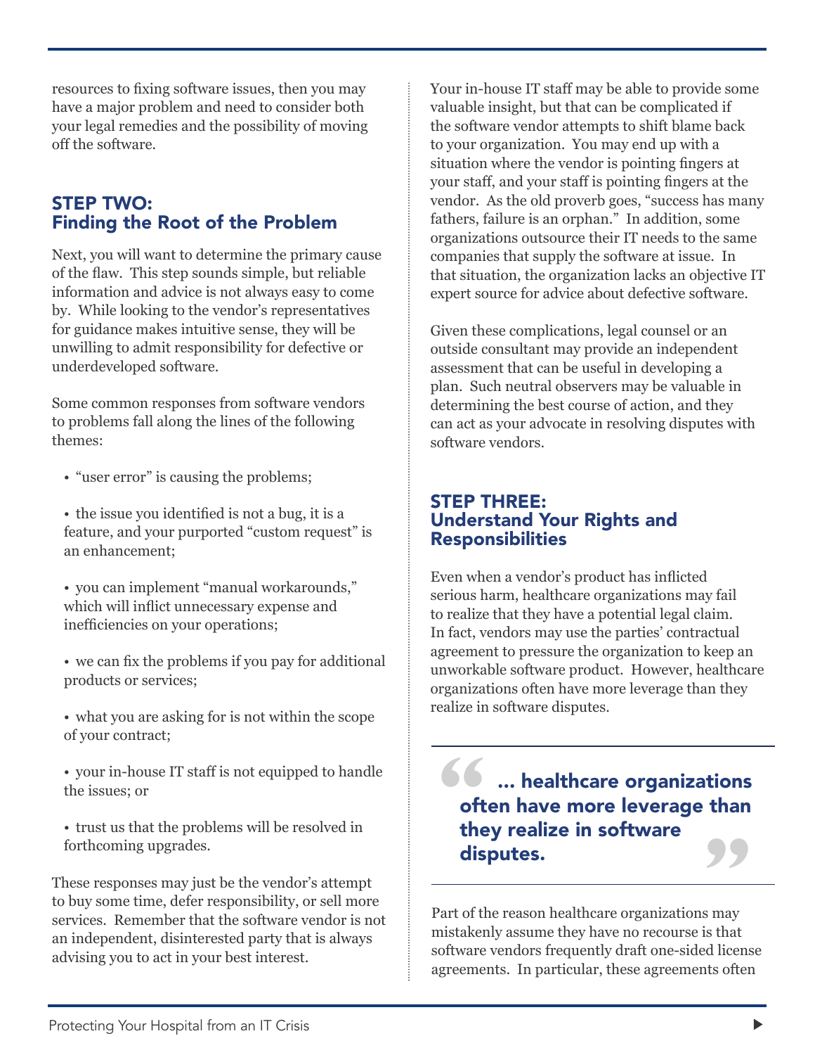resources to fixing software issues, then you may have a major problem and need to consider both your legal remedies and the possibility of moving off the software.

## STEP TWO: Finding the Root of the Problem

Next, you will want to determine the primary cause of the flaw. This step sounds simple, but reliable information and advice is not always easy to come by. While looking to the vendor's representatives for guidance makes intuitive sense, they will be unwilling to admit responsibility for defective or underdeveloped software.

Some common responses from software vendors to problems fall along the lines of the following themes:

- "user error" is causing the problems;
- the issue you identified is not a bug, it is a feature, and your purported "custom request" is an enhancement;
- you can implement "manual workarounds," which will inflict unnecessary expense and inefficiencies on your operations;
- we can fix the problems if you pay for additional products or services;
- what you are asking for is not within the scope of your contract;
- your in-house IT staff is not equipped to handle the issues; or
- trust us that the problems will be resolved in forthcoming upgrades.

These responses may just be the vendor's attempt to buy some time, defer responsibility, or sell more services. Remember that the software vendor is not an independent, disinterested party that is always advising you to act in your best interest.

Your in-house IT staff may be able to provide some valuable insight, but that can be complicated if the software vendor attempts to shift blame back to your organization. You may end up with a situation where the vendor is pointing fingers at your staff, and your staff is pointing fingers at the vendor. As the old proverb goes, "success has many fathers, failure is an orphan." In addition, some organizations outsource their IT needs to the same companies that supply the software at issue. In that situation, the organization lacks an objective IT expert source for advice about defective software.

Given these complications, legal counsel or an outside consultant may provide an independent assessment that can be useful in developing a plan. Such neutral observers may be valuable in determining the best course of action, and they can act as your advocate in resolving disputes with software vendors.

## STEP THREE: Understand Your Rights and Responsibilities

Even when a vendor's product has inflicted serious harm, healthcare organizations may fail to realize that they have a potential legal claim. In fact, vendors may use the parties' contractual agreement to pressure the organization to keep an unworkable software product. However, healthcare organizations often have more leverage than they realize in software disputes.

> **"... healthcare organizations often have more leverage than they realize in software disputes."**

Part of the reason healthcare organizations may mistakenly assume they have no recourse is that software vendors frequently draft one-sided license agreements. In particular, these agreements often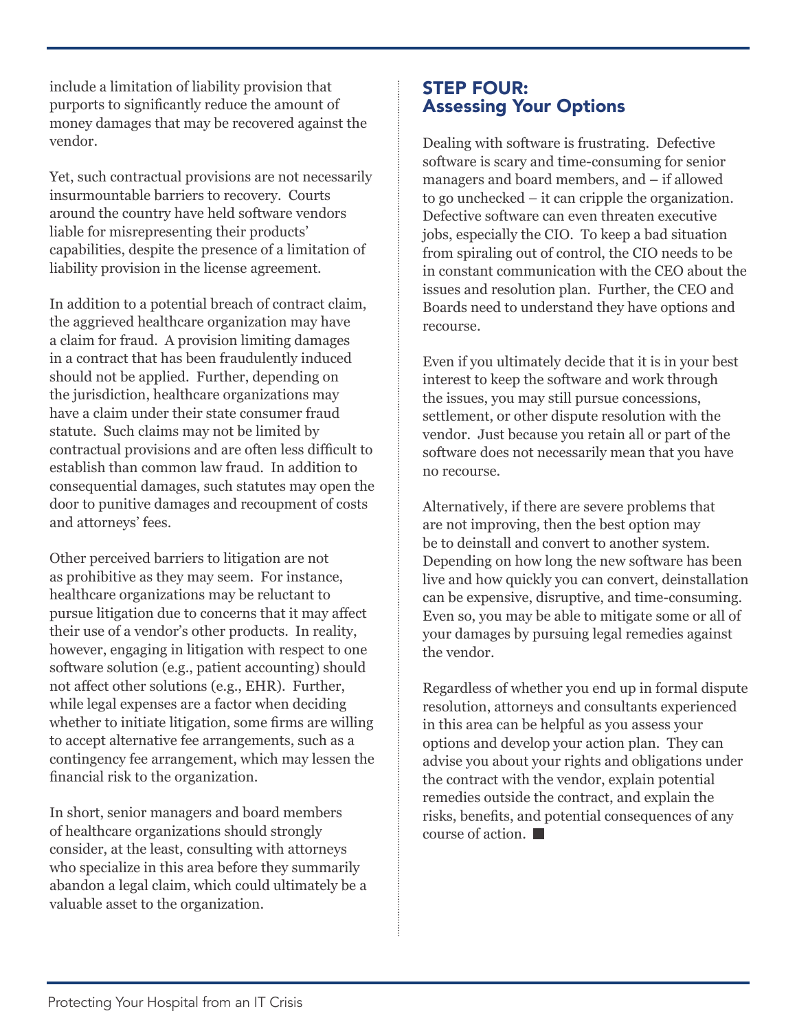include a limitation of liability provision that purports to significantly reduce the amount of money damages that may be recovered against the vendor.

Yet, such contractual provisions are not necessarily insurmountable barriers to recovery. Courts around the country have held software vendors liable for misrepresenting their products' capabilities, despite the presence of a limitation of liability provision in the license agreement.

In addition to a potential breach of contract claim, the aggrieved healthcare organization may have a claim for fraud. A provision limiting damages in a contract that has been fraudulently induced should not be applied. Further, depending on the jurisdiction, healthcare organizations may have a claim under their state consumer fraud statute. Such claims may not be limited by contractual provisions and are often less difficult to establish than common law fraud. In addition to consequential damages, such statutes may open the door to punitive damages and recoupment of costs and attorneys' fees.

Other perceived barriers to litigation are not as prohibitive as they may seem. For instance, healthcare organizations may be reluctant to pursue litigation due to concerns that it may affect their use of a vendor's other products. In reality, however, engaging in litigation with respect to one software solution (e.g., patient accounting) should not affect other solutions (e.g., EHR). Further, while legal expenses are a factor when deciding whether to initiate litigation, some firms are willing to accept alternative fee arrangements, such as a contingency fee arrangement, which may lessen the financial risk to the organization.

In short, senior managers and board members of healthcare organizations should strongly consider, at the least, consulting with attorneys who specialize in this area before they summarily abandon a legal claim, which could ultimately be a valuable asset to the organization.

## STEP FOUR: Assessing Your Options

Dealing with software is frustrating. Defective software is scary and time-consuming for senior managers and board members, and – if allowed to go unchecked – it can cripple the organization. Defective software can even threaten executive jobs, especially the CIO. To keep a bad situation from spiraling out of control, the CIO needs to be in constant communication with the CEO about the issues and resolution plan. Further, the CEO and Boards need to understand they have options and recourse.

Even if you ultimately decide that it is in your best interest to keep the software and work through the issues, you may still pursue concessions, settlement, or other dispute resolution with the vendor. Just because you retain all or part of the software does not necessarily mean that you have no recourse.

Alternatively, if there are severe problems that are not improving, then the best option may be to deinstall and convert to another system. Depending on how long the new software has been live and how quickly you can convert, deinstallation can be expensive, disruptive, and time-consuming. Even so, you may be able to mitigate some or all of your damages by pursuing legal remedies against the vendor.

Regardless of whether you end up in formal dispute resolution, attorneys and consultants experienced in this area can be helpful as you assess your options and develop your action plan. They can advise you about your rights and obligations under the contract with the vendor, explain potential remedies outside the contract, and explain the risks, benefits, and potential consequences of any course of action. ■